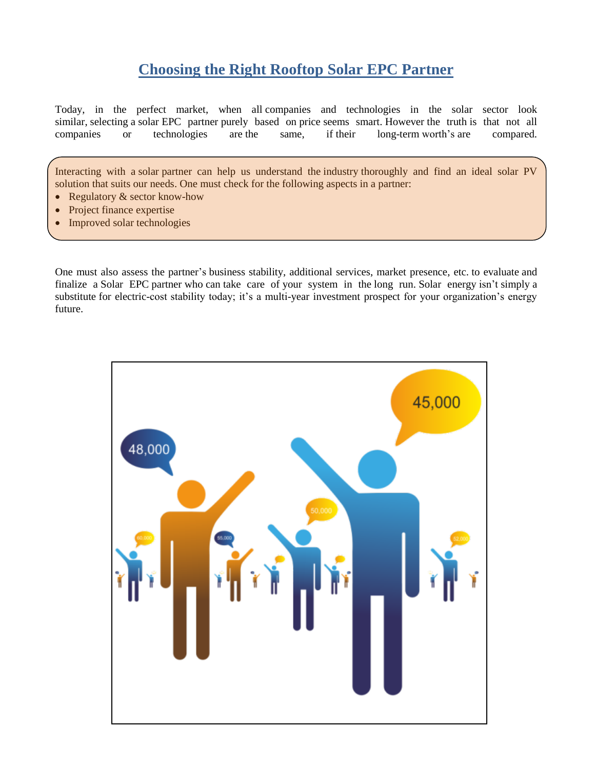# Choosing the Right Rooftop Solar EPC Partner

Today, in the perfect market, when all companies and technologies in the solar sector look similar, selecting a solar EPC partner purely based on price seems smart. However the truth is that not all companies or technologies are the same, if their long-term worth's are compared.

Interacting with a solar partner can help us understand the industry thoroughly and find an ideal solar PV solution that suits our needs. One must check for the following aspects in a partner:

- Regulatory & sector know-how
- Project finance expertise
- Improved solar technologies

One must also assess the partner's business stability, additional services, market presence, etc. to evaluate and finalize a Solar EPC partner who can take care of your system in the long run. Solar energy isn't simply a substitute for electric-cost stability today; it's a multi-year investment prospect for your organization's energy future.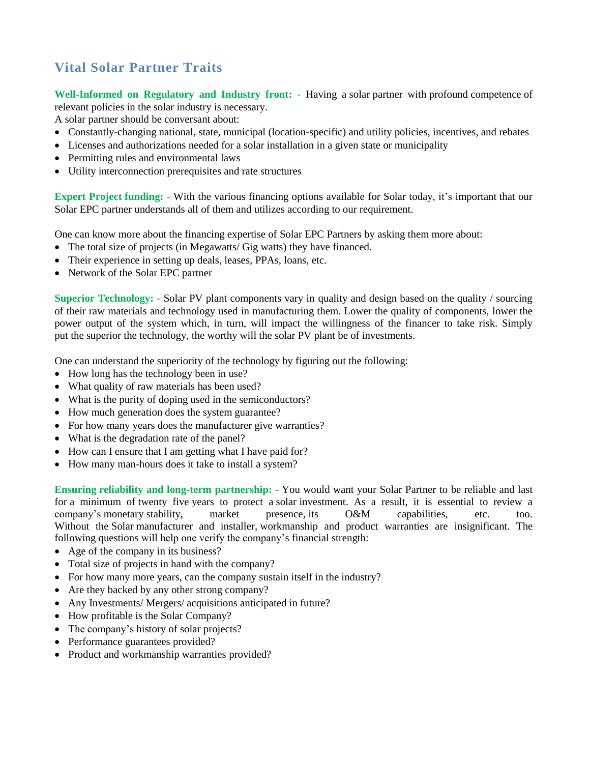## Vital Solar Partner Traits

**Well-Informed on Regulatory and Industry front: -** Having a solar partner with profound competence of relevant policies in the solar industry is necessary.
A solar partner should be conversant about:

- Constantly-changing national, state, municipal (location-specific) and utility policies, incentives, and rebates
- Licenses and authorizations needed for a solar installation in a given state or municipality
- Permitting rules and environmental laws
- Utility interconnection prerequisites and rate structures

**Expert Project funding: -** With the various financing options available for Solar today, it's important that our Solar EPC partner understands all of them and utilizes according to our requirement.

One can know more about the financing expertise of Solar EPC Partners by asking them more about:

- The total size of projects (in Megawatts/ Gig watts) they have financed.
- Their experience in setting up deals, leases, PPAs, loans, etc.
- Network of the Solar EPC partner

**Superior Technology: -** Solar PV plant components vary in quality and design based on the quality / sourcing of their raw materials and technology used in manufacturing them. Lower the quality of components, lower the power output of the system which, in turn, will impact the willingness of the financer to take risk. Simply put the superior the technology, the worthy will the solar PV plant be of investments.

One can understand the superiority of the technology by figuring out the following:

- How long has the technology been in use?
- What quality of raw materials has been used?
- What is the purity of doping used in the semiconductors?
- How much generation does the system guarantee?
- For how many years does the manufacturer give warranties?
- What is the degradation rate of the panel?
- How can I ensure that I am getting what I have paid for?
- How many man-hours does it take to install a system?

**Ensuring reliability and long-term partnership: -** You would want your Solar Partner to be reliable and last for a minimum of twenty five years to protect a solar investment. As a result, it is essential to review a company's monetary stability, market presence, its O&M capabilities, etc. too. Without the Solar manufacturer and installer, workmanship and product warranties are insignificant. The following questions will help one verify the company's financial strength:

- Age of the company in its business?
- Total size of projects in hand with the company?
- For how many more years, can the company sustain itself in the industry?
- Are they backed by any other strong company?
- Any Investments/ Mergers/ acquisitions anticipated in future?
- How profitable is the Solar Company?
- The company's history of solar projects?
- Performance guarantees provided?
- Product and workmanship warranties provided?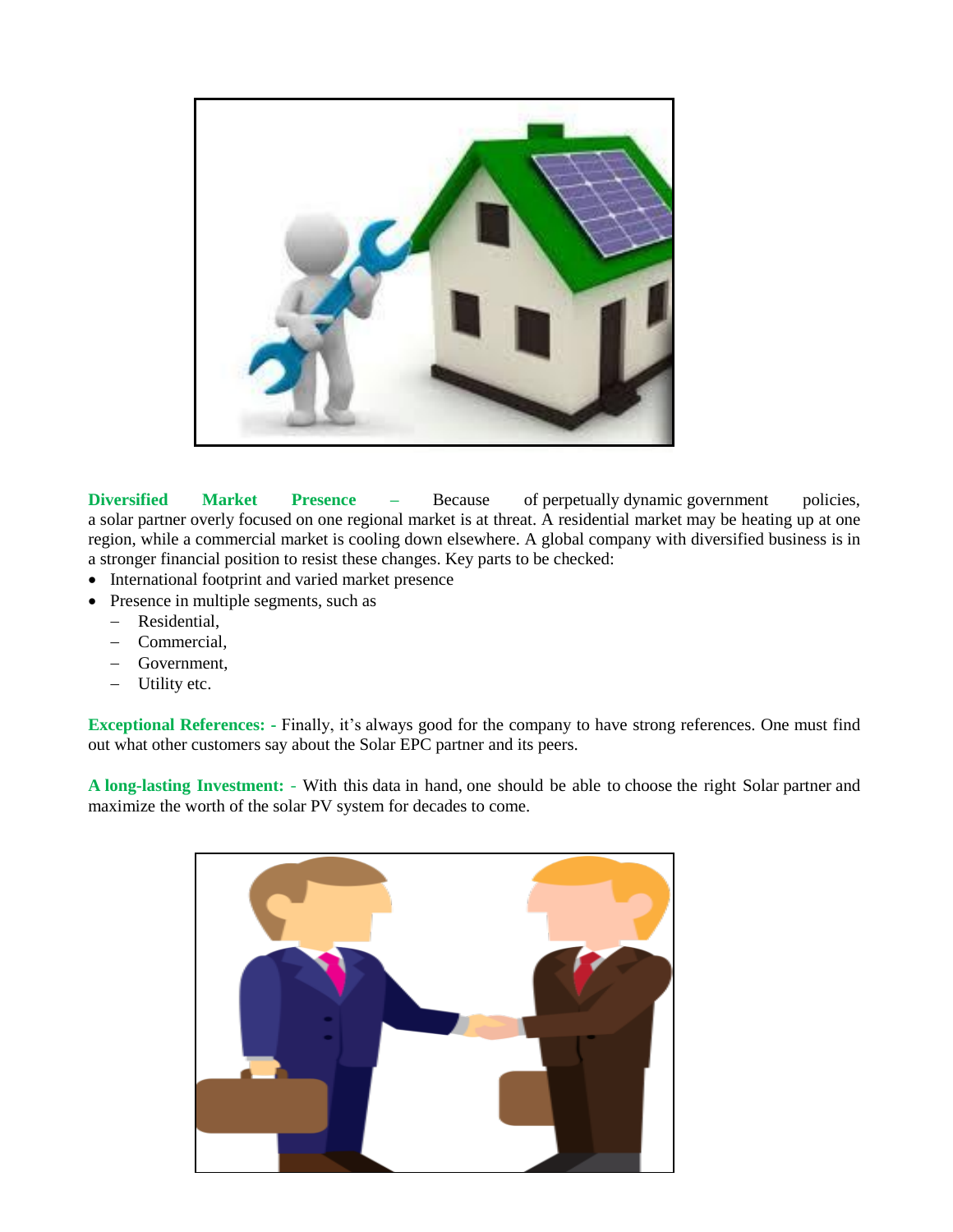**Diversified Market Presence –** Because of perpetually dynamic government policies, a solar partner overly focused on one regional market is at threat. A residential market may be heating up at one region, while a commercial market is cooling down elsewhere. A global company with diversified business is in a stronger financial position to resist these changes. Key parts to be checked:

- International footprint and varied market presence
- Presence in multiple segments, such as
  - Residential,
  - Commercial,
  - Government,
  - Utility etc.

**Exceptional References: -** Finally, it's always good for the company to have strong references. One must find out what other customers say about the Solar EPC partner and its peers.

**A long-lasting Investment: -** With this data in hand, one should be able to choose the right Solar partner and maximize the worth of the solar PV system for decades to come.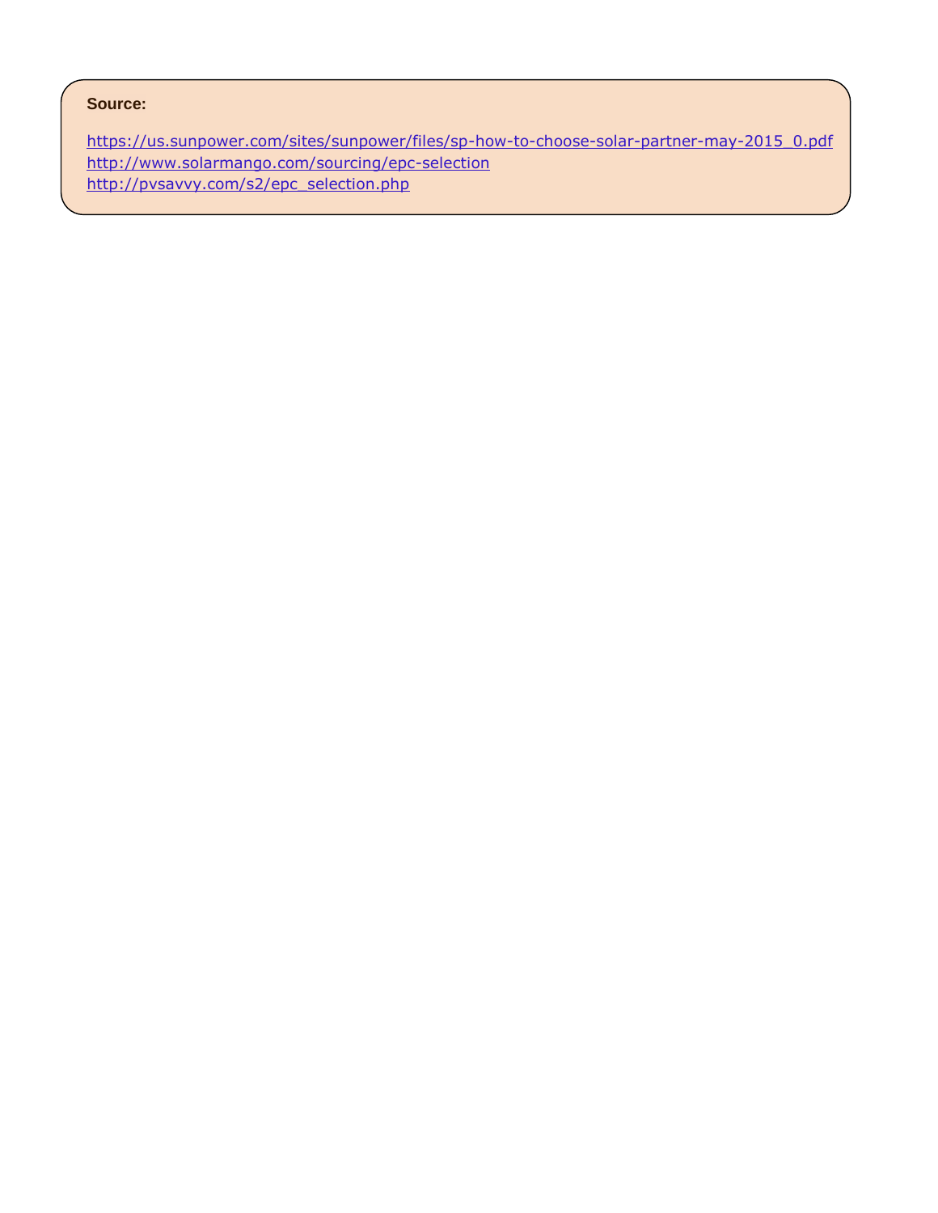**Source:**

https://us.sunpower.com/sites/sunpower/files/sp-how-to-choose-solar-partner-may-2015_0.pdf
http://www.solarmango.com/sourcing/epc-selection
http://pvsavvy.com/s2/epc_selection.php